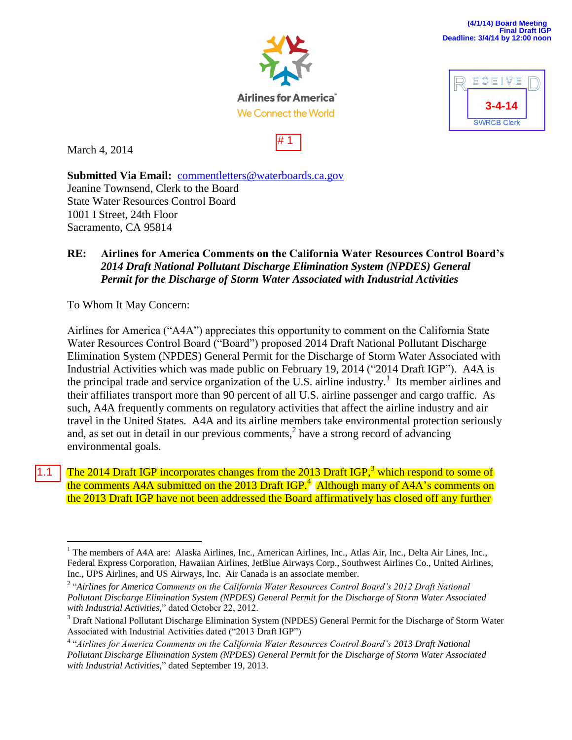(4/1/14) Board Meeting
Final Draft IGP
Deadline: 3/4/14 by 12:00 noon

Airlines for America
We Connect the World

RECEIVED
3-4-14
SWRCB Clerk

# 1

March 4, 2014

**Submitted Via Email:** commentletters@waterboards.ca.gov
Jeanine Townsend, Clerk to the Board
State Water Resources Control Board
1001 I Street, 24th Floor
Sacramento, CA 95814

**RE: Airlines for America Comments on the California Water Resources Control Board's *2014 Draft National Pollutant Discharge Elimination System (NPDES) General Permit for the Discharge of Storm Water Associated with Industrial Activities***

To Whom It May Concern:

Airlines for America ("A4A") appreciates this opportunity to comment on the California State Water Resources Control Board ("Board") proposed 2014 Draft National Pollutant Discharge Elimination System (NPDES) General Permit for the Discharge of Storm Water Associated with Industrial Activities which was made public on February 19, 2014 ("2014 Draft IGP"). A4A is the principal trade and service organization of the U.S. airline industry.[1] Its member airlines and their affiliates transport more than 90 percent of all U.S. airline passenger and cargo traffic. As such, A4A frequently comments on regulatory activities that affect the airline industry and air travel in the United States. A4A and its airline members take environmental protection seriously and, as set out in detail in our previous comments,[2] have a strong record of advancing environmental goals.

1.1 The 2014 Draft IGP incorporates changes from the 2013 Draft IGP,[3] which respond to some of the comments A4A submitted on the 2013 Draft IGP.[4] Although many of A4A's comments on the 2013 Draft IGP have not been addressed the Board affirmatively has closed off any further

---

[1] The members of A4A are: Alaska Airlines, Inc., American Airlines, Inc., Atlas Air, Inc., Delta Air Lines, Inc., Federal Express Corporation, Hawaiian Airlines, JetBlue Airways Corp., Southwest Airlines Co., United Airlines, Inc., UPS Airlines, and US Airways, Inc. Air Canada is an associate member.

[2] "*Airlines for America Comments on the California Water Resources Control Board's 2012 Draft National Pollutant Discharge Elimination System (NPDES) General Permit for the Discharge of Storm Water Associated with Industrial Activities*," dated October 22, 2012.

[3] Draft National Pollutant Discharge Elimination System (NPDES) General Permit for the Discharge of Storm Water Associated with Industrial Activities dated ("2013 Draft IGP")

[4] "*Airlines for America Comments on the California Water Resources Control Board's 2013 Draft National Pollutant Discharge Elimination System (NPDES) General Permit for the Discharge of Storm Water Associated with Industrial Activities*," dated September 19, 2013.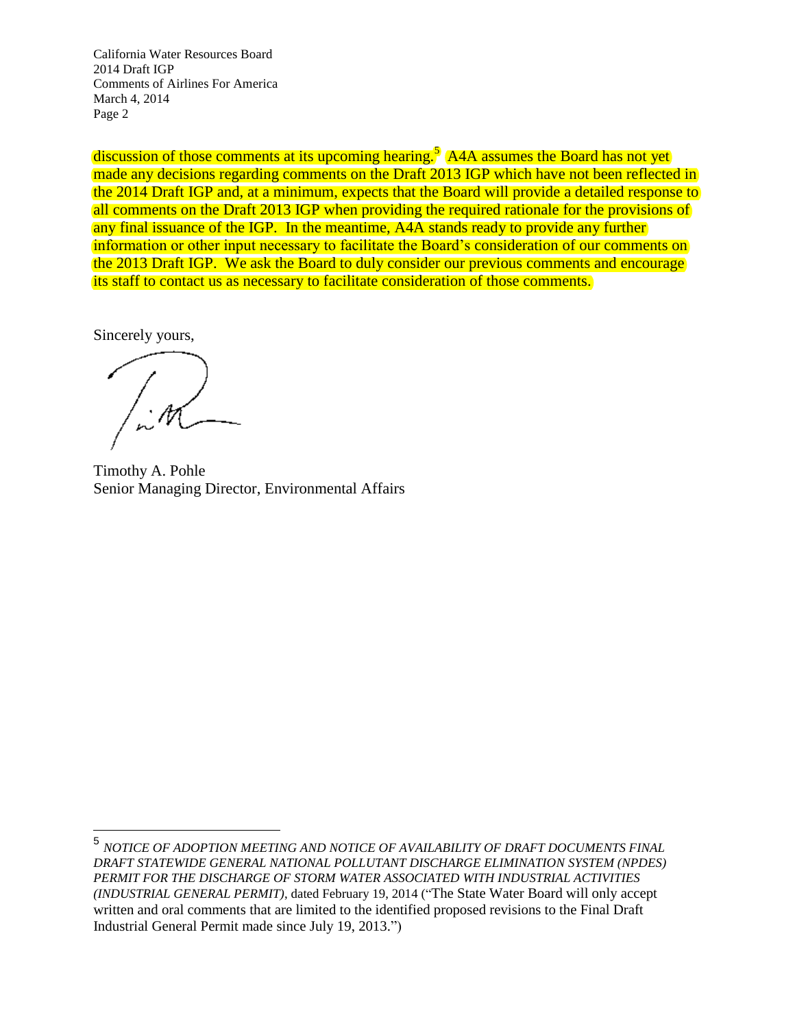discussion of those comments at its upcoming hearing.[5] A4A assumes the Board has not yet made any decisions regarding comments on the Draft 2013 IGP which have not been reflected in the 2014 Draft IGP and, at a minimum, expects that the Board will provide a detailed response to all comments on the Draft 2013 IGP when providing the required rationale for the provisions of any final issuance of the IGP. In the meantime, A4A stands ready to provide any further information or other input necessary to facilitate the Board's consideration of our comments on the 2013 Draft IGP. We ask the Board to duly consider our previous comments and encourage its staff to contact us as necessary to facilitate consideration of those comments.

Sincerely yours,

Timothy A. Pohle
Senior Managing Director, Environmental Affairs

---

[5] *NOTICE OF ADOPTION MEETING AND NOTICE OF AVAILABILITY OF DRAFT DOCUMENTS FINAL DRAFT STATEWIDE GENERAL NATIONAL POLLUTANT DISCHARGE ELIMINATION SYSTEM (NPDES) PERMIT FOR THE DISCHARGE OF STORM WATER ASSOCIATED WITH INDUSTRIAL ACTIVITIES (INDUSTRIAL GENERAL PERMIT)*, dated February 19, 2014 ("The State Water Board will only accept written and oral comments that are limited to the identified proposed revisions to the Final Draft Industrial General Permit made since July 19, 2013.")